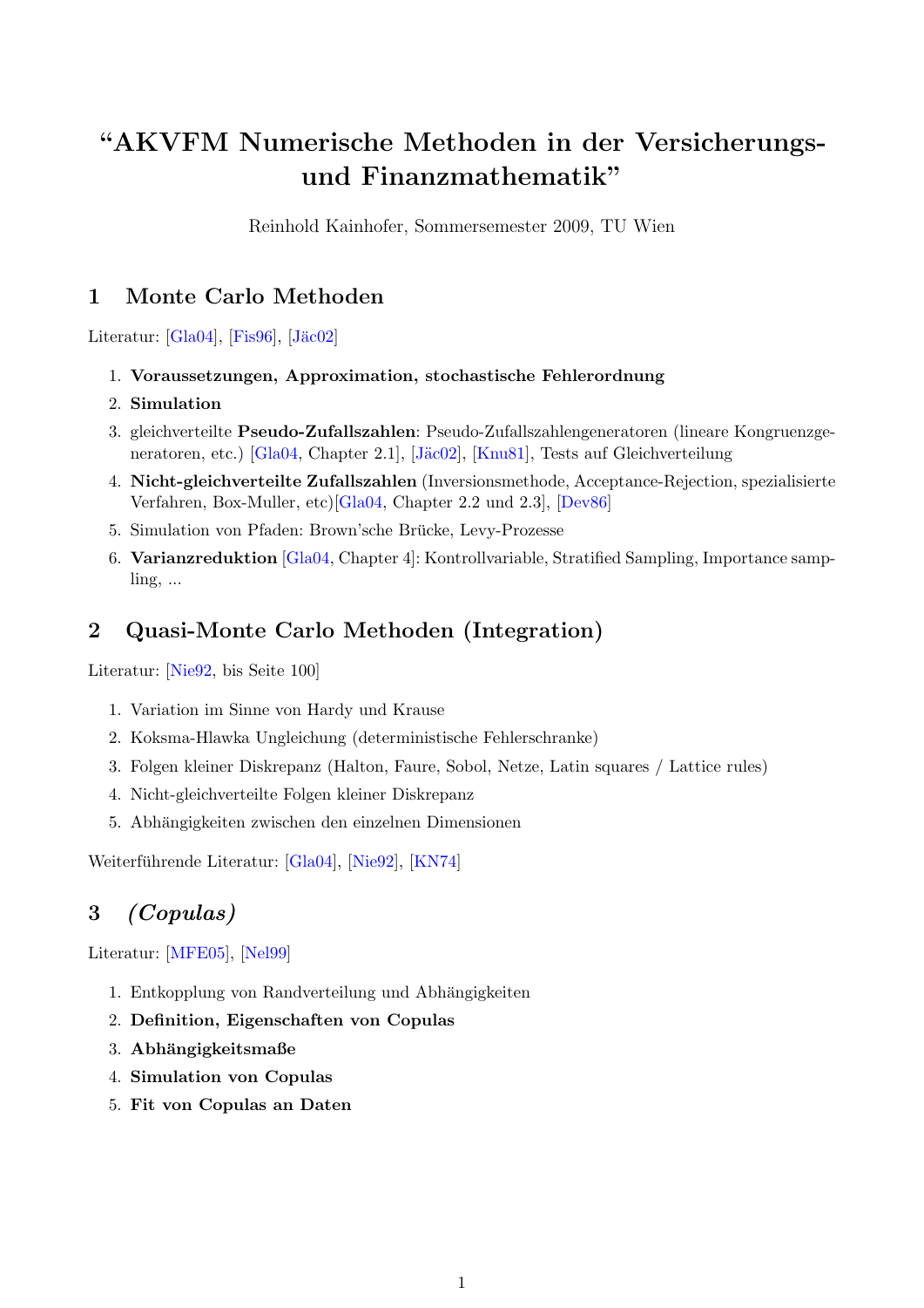# "AKVFM Numerische Methoden in der Versicherungs- und Finanzmathematik"

Reinhold Kainhofer, Sommersemester 2009, TU Wien

## 1 Monte Carlo Methoden

Literatur: [Gla04], [Fis96], [Jäc02]

1. **Voraussetzungen, Approximation, stochastische Fehlerordnung**
2. **Simulation**
3. gleichverteilte **Pseudo-Zufallszahlen**: Pseudo-Zufallszahlengeneratoren (lineare Kongruenzgeneratoren, etc.) [Gla04, Chapter 2.1], [Jäc02], [Knu81], Tests auf Gleichverteilung
4. **Nicht-gleichverteilte Zufallszahlen** (Inversionsmethode, Acceptance-Rejection, spezialisierte Verfahren, Box-Muller, etc)[Gla04, Chapter 2.2 und 2.3], [Dev86]
5. Simulation von Pfaden: Brown'sche Brücke, Levy-Prozesse
6. **Varianzreduktion** [Gla04, Chapter 4]: Kontrollvariable, Stratified Sampling, Importance sampling, ...

## 2 Quasi-Monte Carlo Methoden (Integration)

Literatur: [Nie92, bis Seite 100]

1. Variation im Sinne von Hardy und Krause
2. Koksma-Hlawka Ungleichung (deterministische Fehlerschranke)
3. Folgen kleiner Diskrepanz (Halton, Faure, Sobol, Netze, Latin squares / Lattice rules)
4. Nicht-gleichverteilte Folgen kleiner Diskrepanz
5. Abhängigkeiten zwischen den einzelnen Dimensionen

Weiterführende Literatur: [Gla04], [Nie92], [KN74]

## 3 *(Copulas)*

Literatur: [MFE05], [Nel99]

1. Entkopplung von Randverteilung und Abhängigkeiten
2. **Definition, Eigenschaften von Copulas**
3. **Abhängigkeitsmaße**
4. **Simulation von Copulas**
5. **Fit von Copulas an Daten**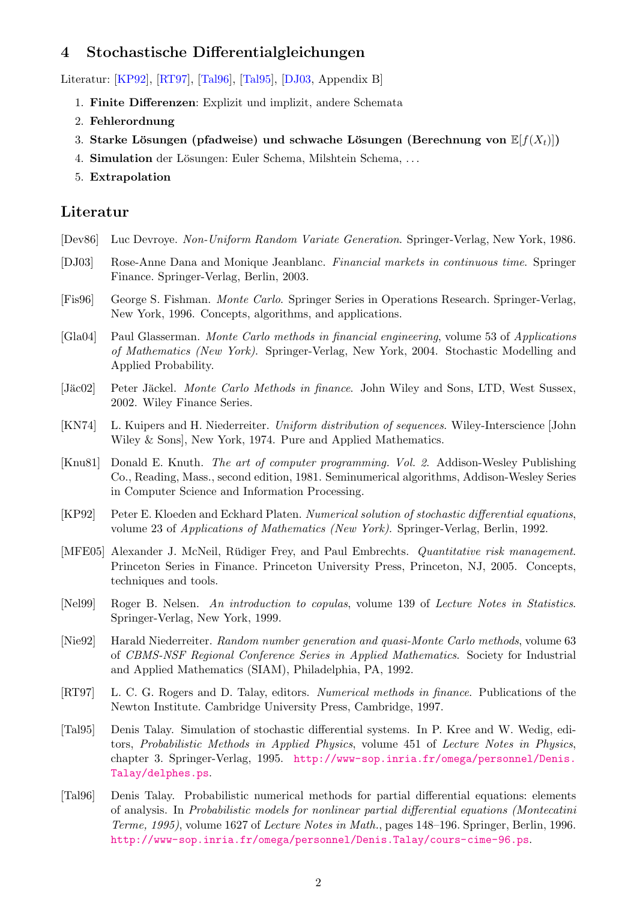## 4 Stochastische Differentialgleichungen

Literatur: [KP92], [RT97], [Tal96], [Tal95], [DJ03, Appendix B]

1. **Finite Differenzen**: Explizit und implizit, andere Schemata
2. **Fehlerordnung**
3. **Starke Lösungen (pfadweise) und schwache Lösungen (Berechnung von $\mathbb{E}[f(X_t)]$)**
4. **Simulation** der Lösungen: Euler Schema, Milshtein Schema, ...
5. **Extrapolation**

## Literatur

[Dev86] Luc Devroye. *Non-Uniform Random Variate Generation*. Springer-Verlag, New York, 1986.

[DJ03] Rose-Anne Dana and Monique Jeanblanc. *Financial markets in continuous time*. Springer Finance. Springer-Verlag, Berlin, 2003.

[Fis96] George S. Fishman. *Monte Carlo*. Springer Series in Operations Research. Springer-Verlag, New York, 1996. Concepts, algorithms, and applications.

[Gla04] Paul Glasserman. *Monte Carlo methods in financial engineering*, volume 53 of *Applications of Mathematics (New York)*. Springer-Verlag, New York, 2004. Stochastic Modelling and Applied Probability.

[Jäc02] Peter Jäckel. *Monte Carlo Methods in finance*. John Wiley and Sons, LTD, West Sussex, 2002. Wiley Finance Series.

[KN74] L. Kuipers and H. Niederreiter. *Uniform distribution of sequences*. Wiley-Interscience [John Wiley & Sons], New York, 1974. Pure and Applied Mathematics.

[Knu81] Donald E. Knuth. *The art of computer programming. Vol. 2*. Addison-Wesley Publishing Co., Reading, Mass., second edition, 1981. Seminumerical algorithms, Addison-Wesley Series in Computer Science and Information Processing.

[KP92] Peter E. Kloeden and Eckhard Platen. *Numerical solution of stochastic differential equations*, volume 23 of *Applications of Mathematics (New York)*. Springer-Verlag, Berlin, 1992.

[MFE05] Alexander J. McNeil, Rüdiger Frey, and Paul Embrechts. *Quantitative risk management*. Princeton Series in Finance. Princeton University Press, Princeton, NJ, 2005. Concepts, techniques and tools.

[Nel99] Roger B. Nelsen. *An introduction to copulas*, volume 139 of *Lecture Notes in Statistics*. Springer-Verlag, New York, 1999.

[Nie92] Harald Niederreiter. *Random number generation and quasi-Monte Carlo methods*, volume 63 of *CBMS-NSF Regional Conference Series in Applied Mathematics*. Society for Industrial and Applied Mathematics (SIAM), Philadelphia, PA, 1992.

[RT97] L. C. G. Rogers and D. Talay, editors. *Numerical methods in finance*. Publications of the Newton Institute. Cambridge University Press, Cambridge, 1997.

[Tal95] Denis Talay. Simulation of stochastic differential systems. In P. Kree and W. Wedig, editors, *Probabilistic Methods in Applied Physics*, volume 451 of *Lecture Notes in Physics*, chapter 3. Springer-Verlag, 1995. http://www-sop.inria.fr/omega/personnel/Denis.Talay/delphes.ps.

[Tal96] Denis Talay. Probabilistic numerical methods for partial differential equations: elements of analysis. In *Probabilistic models for nonlinear partial differential equations (Montecatini Terme, 1995)*, volume 1627 of *Lecture Notes in Math.*, pages 148–196. Springer, Berlin, 1996. http://www-sop.inria.fr/omega/personnel/Denis.Talay/cours-cime-96.ps.